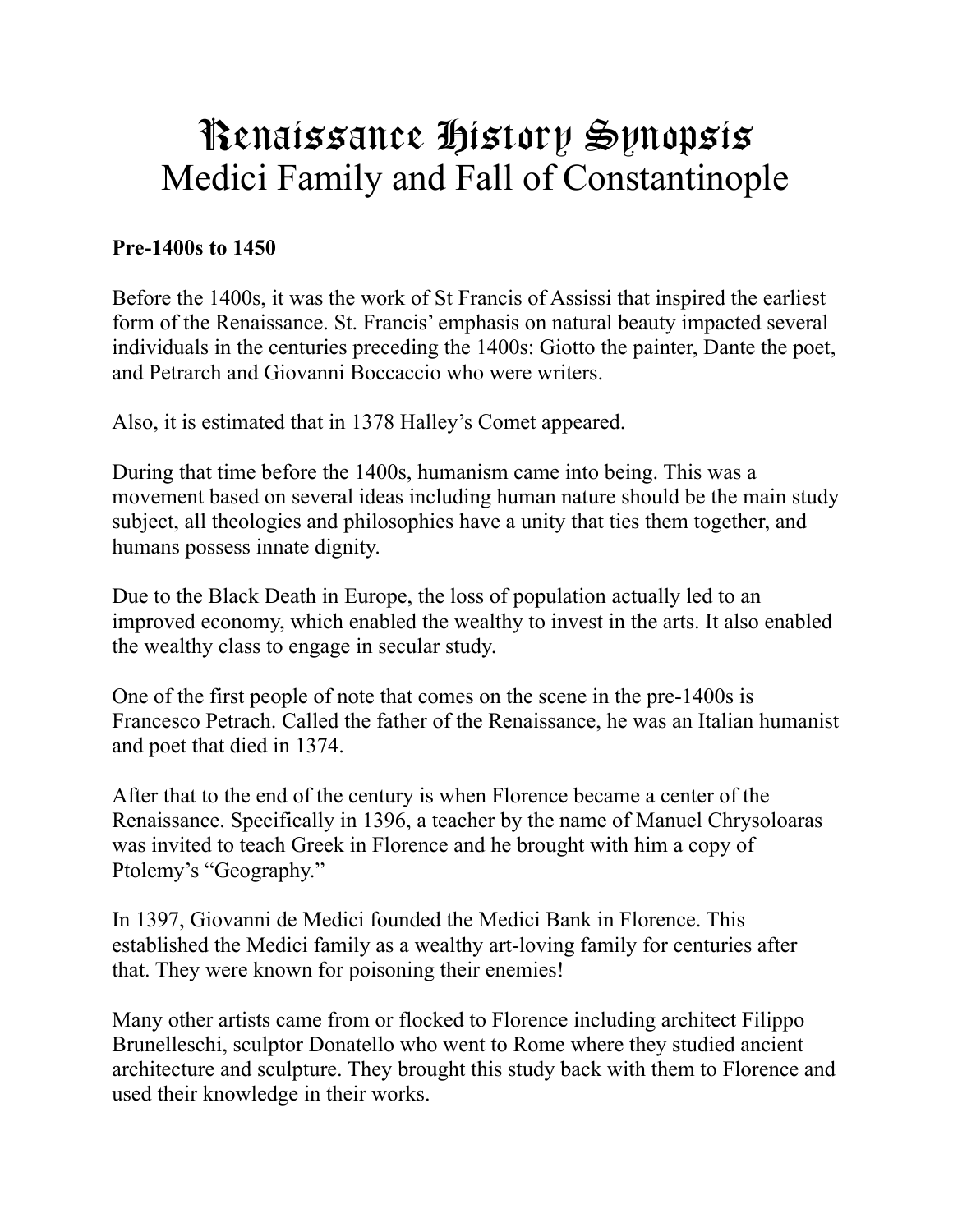# Renaissance History Synopsis
## Medici Family and Fall of Constantinople

**Pre-1400s to 1450**

Before the 1400s, it was the work of St Francis of Assissi that inspired the earliest form of the Renaissance. St. Francis' emphasis on natural beauty impacted several individuals in the centuries preceding the 1400s: Giotto the painter, Dante the poet, and Petrarch and Giovanni Boccaccio who were writers.

Also, it is estimated that in 1378 Halley's Comet appeared.

During that time before the 1400s, humanism came into being. This was a movement based on several ideas including human nature should be the main study subject, all theologies and philosophies have a unity that ties them together, and humans possess innate dignity.

Due to the Black Death in Europe, the loss of population actually led to an improved economy, which enabled the wealthy to invest in the arts. It also enabled the wealthy class to engage in secular study.

One of the first people of note that comes on the scene in the pre-1400s is Francesco Petrach. Called the father of the Renaissance, he was an Italian humanist and poet that died in 1374.

After that to the end of the century is when Florence became a center of the Renaissance. Specifically in 1396, a teacher by the name of Manuel Chrysoloaras was invited to teach Greek in Florence and he brought with him a copy of Ptolemy's "Geography."

In 1397, Giovanni de Medici founded the Medici Bank in Florence. This established the Medici family as a wealthy art-loving family for centuries after that. They were known for poisoning their enemies!

Many other artists came from or flocked to Florence including architect Filippo Brunelleschi, sculptor Donatello who went to Rome where they studied ancient architecture and sculpture. They brought this study back with them to Florence and used their knowledge in their works.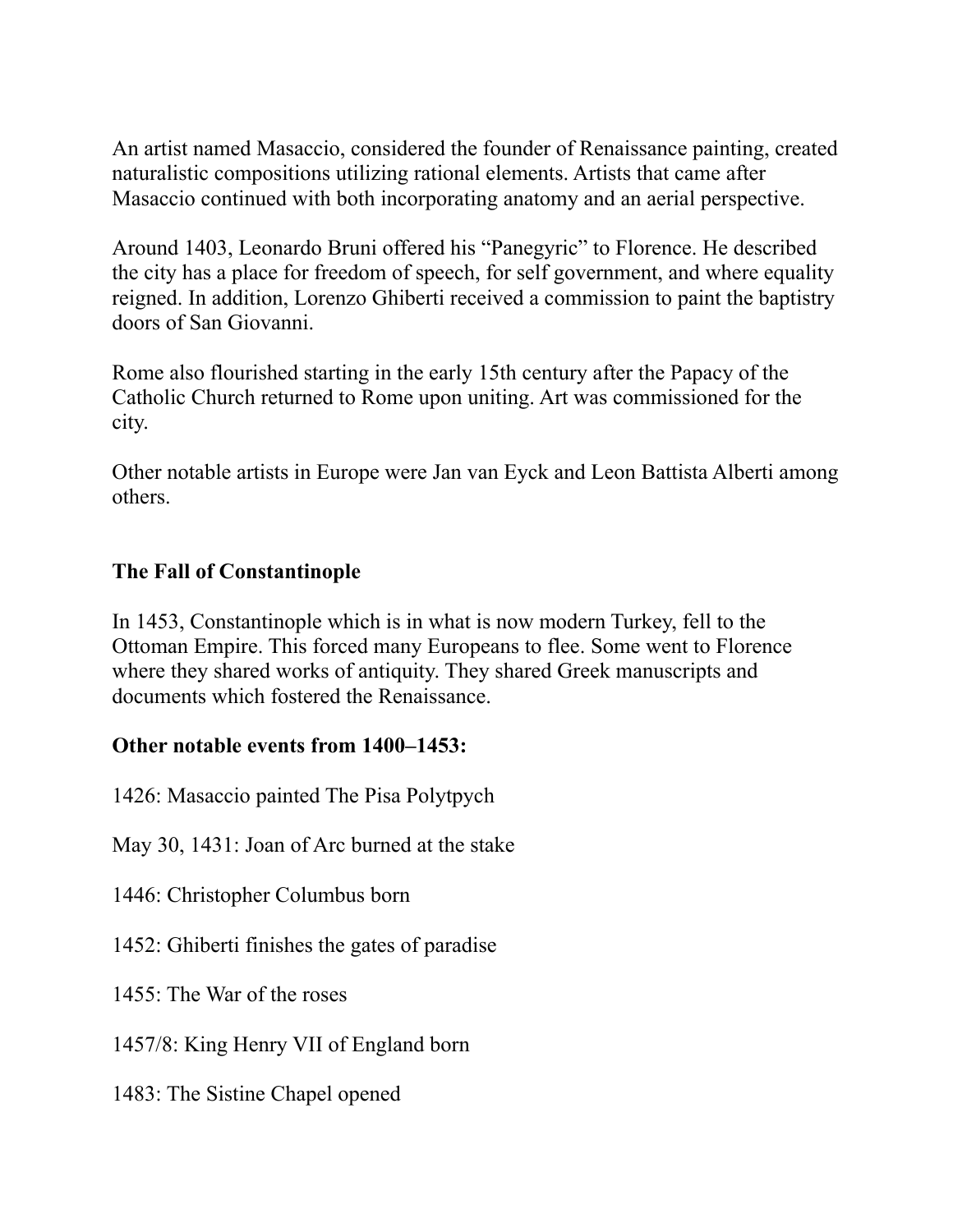An artist named Masaccio, considered the founder of Renaissance painting, created naturalistic compositions utilizing rational elements. Artists that came after Masaccio continued with both incorporating anatomy and an aerial perspective.

Around 1403, Leonardo Bruni offered his "Panegyric" to Florence. He described the city has a place for freedom of speech, for self government, and where equality reigned. In addition, Lorenzo Ghiberti received a commission to paint the baptistry doors of San Giovanni.

Rome also flourished starting in the early 15th century after the Papacy of the Catholic Church returned to Rome upon uniting. Art was commissioned for the city.

Other notable artists in Europe were Jan van Eyck and Leon Battista Alberti among others.

**The Fall of Constantinople**

In 1453, Constantinople which is in what is now modern Turkey, fell to the Ottoman Empire. This forced many Europeans to flee. Some went to Florence where they shared works of antiquity. They shared Greek manuscripts and documents which fostered the Renaissance.

**Other notable events from 1400–1453:**

1426: Masaccio painted The Pisa Polytpych

May 30, 1431: Joan of Arc burned at the stake

1446: Christopher Columbus born

1452: Ghiberti finishes the gates of paradise

1455: The War of the roses

1457/8: King Henry VII of England born

1483: The Sistine Chapel opened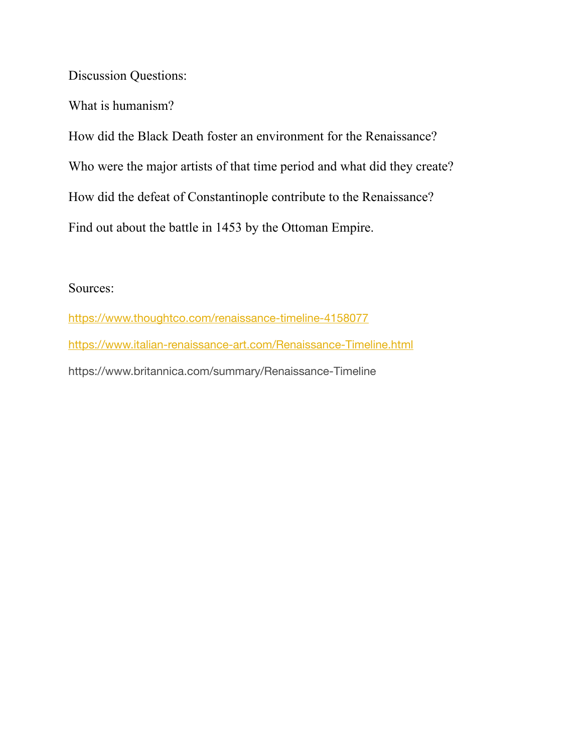Discussion Questions:

What is humanism?

How did the Black Death foster an environment for the Renaissance?

Who were the major artists of that time period and what did they create?

How did the defeat of Constantinople contribute to the Renaissance?

Find out about the battle in 1453 by the Ottoman Empire.

Sources:

https://www.thoughtco.com/renaissance-timeline-4158077

https://www.italian-renaissance-art.com/Renaissance-Timeline.html

https://www.britannica.com/summary/Renaissance-Timeline